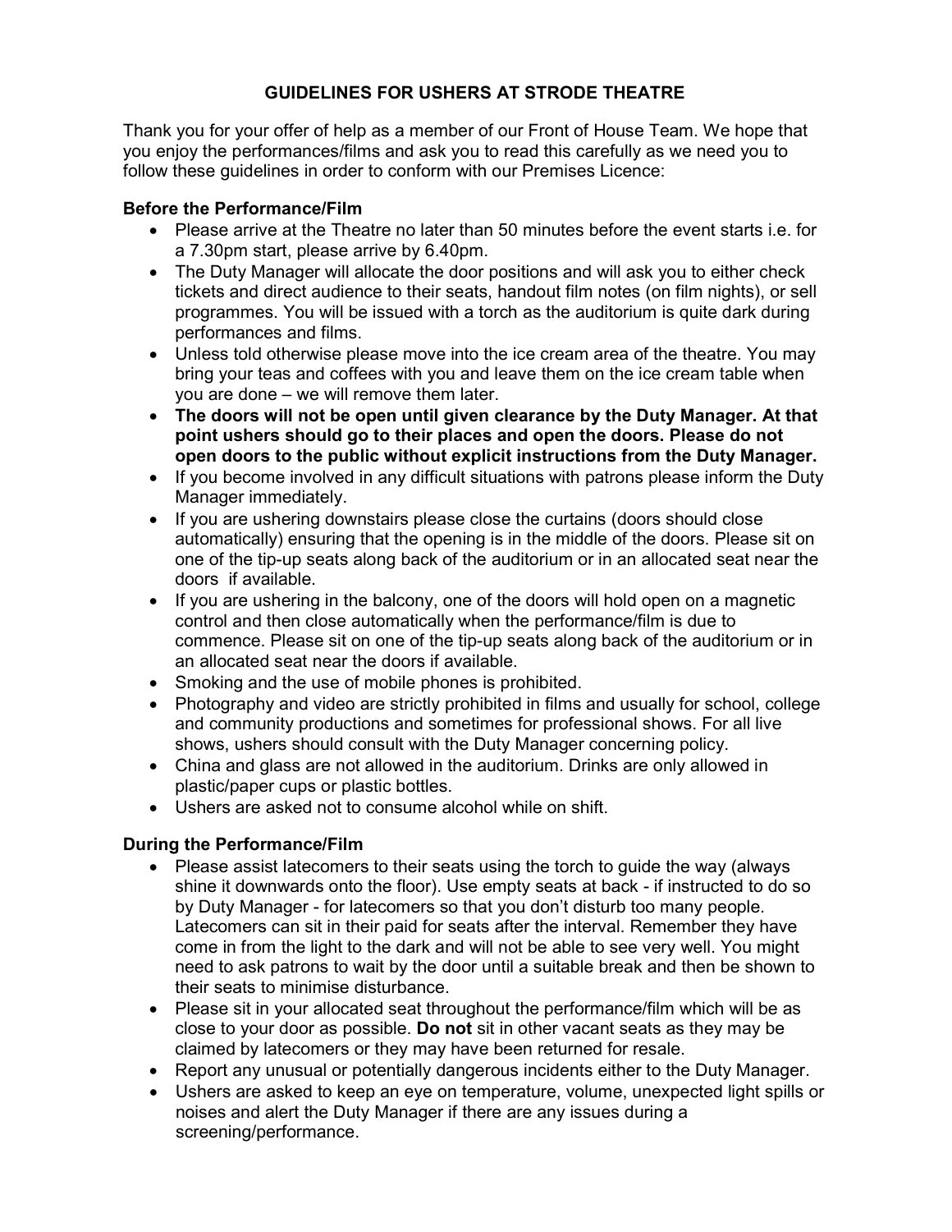# GUIDELINES FOR USHERS AT STRODE THEATRE

Thank you for your offer of help as a member of our Front of House Team. We hope that you enjoy the performances/films and ask you to read this carefully as we need you to follow these guidelines in order to conform with our Premises Licence:

## Before the Performance/Film

- Please arrive at the Theatre no later than 50 minutes before the event starts i.e. for a 7.30pm start, please arrive by 6.40pm.
- The Duty Manager will allocate the door positions and will ask you to either check tickets and direct audience to their seats, handout film notes (on film nights), or sell programmes. You will be issued with a torch as the auditorium is quite dark during performances and films.
- Unless told otherwise please move into the ice cream area of the theatre. You may bring your teas and coffees with you and leave them on the ice cream table when you are done – we will remove them later.
- **The doors will not be open until given clearance by the Duty Manager. At that point ushers should go to their places and open the doors. Please do not open doors to the public without explicit instructions from the Duty Manager.**
- If you become involved in any difficult situations with patrons please inform the Duty Manager immediately.
- If you are ushering downstairs please close the curtains (doors should close automatically) ensuring that the opening is in the middle of the doors. Please sit on one of the tip-up seats along back of the auditorium or in an allocated seat near the doors if available.
- If you are ushering in the balcony, one of the doors will hold open on a magnetic control and then close automatically when the performance/film is due to commence. Please sit on one of the tip-up seats along back of the auditorium or in an allocated seat near the doors if available.
- Smoking and the use of mobile phones is prohibited.
- Photography and video are strictly prohibited in films and usually for school, college and community productions and sometimes for professional shows. For all live shows, ushers should consult with the Duty Manager concerning policy.
- China and glass are not allowed in the auditorium. Drinks are only allowed in plastic/paper cups or plastic bottles.
- Ushers are asked not to consume alcohol while on shift.

## During the Performance/Film

- Please assist latecomers to their seats using the torch to guide the way (always shine it downwards onto the floor). Use empty seats at back - if instructed to do so by Duty Manager - for latecomers so that you don't disturb too many people. Latecomers can sit in their paid for seats after the interval. Remember they have come in from the light to the dark and will not be able to see very well. You might need to ask patrons to wait by the door until a suitable break and then be shown to their seats to minimise disturbance.
- Please sit in your allocated seat throughout the performance/film which will be as close to your door as possible. **Do not** sit in other vacant seats as they may be claimed by latecomers or they may have been returned for resale.
- Report any unusual or potentially dangerous incidents either to the Duty Manager.
- Ushers are asked to keep an eye on temperature, volume, unexpected light spills or noises and alert the Duty Manager if there are any issues during a screening/performance.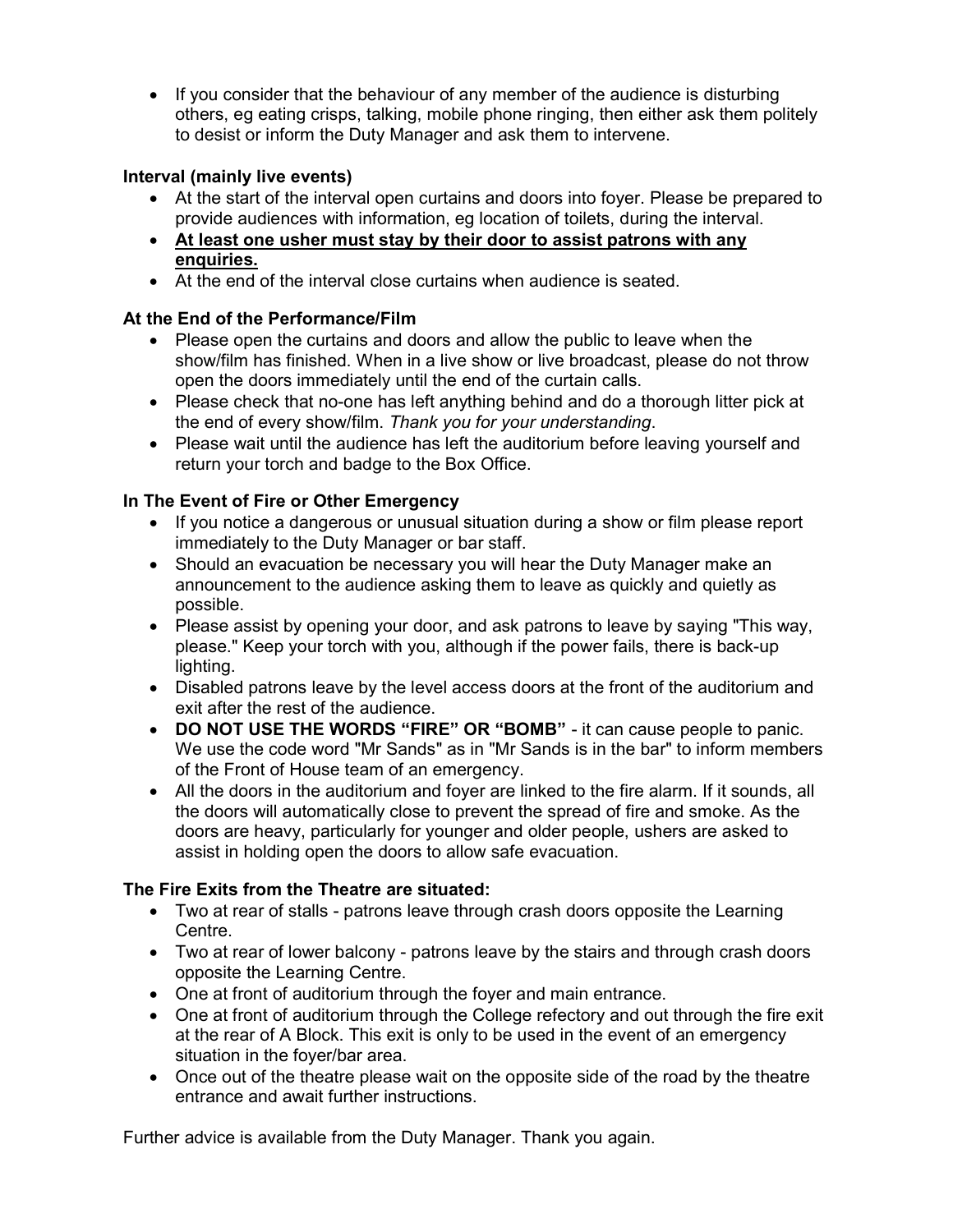- If you consider that the behaviour of any member of the audience is disturbing others, eg eating crisps, talking, mobile phone ringing, then either ask them politely to desist or inform the Duty Manager and ask them to intervene.

### Interval (mainly live events)

- At the start of the interval open curtains and doors into foyer. Please be prepared to provide audiences with information, eg location of toilets, during the interval.
- <u>**At least one usher must stay by their door to assist patrons with any enquiries.**</u>
- At the end of the interval close curtains when audience is seated.

### At the End of the Performance/Film

- Please open the curtains and doors and allow the public to leave when the show/film has finished. When in a live show or live broadcast, please do not throw open the doors immediately until the end of the curtain calls.
- Please check that no-one has left anything behind and do a thorough litter pick at the end of every show/film. *Thank you for your understanding*.
- Please wait until the audience has left the auditorium before leaving yourself and return your torch and badge to the Box Office.

### In The Event of Fire or Other Emergency

- If you notice a dangerous or unusual situation during a show or film please report immediately to the Duty Manager or bar staff.
- Should an evacuation be necessary you will hear the Duty Manager make an announcement to the audience asking them to leave as quickly and quietly as possible.
- Please assist by opening your door, and ask patrons to leave by saying "This way, please." Keep your torch with you, although if the power fails, there is back-up lighting.
- Disabled patrons leave by the level access doors at the front of the auditorium and exit after the rest of the audience.
- **DO NOT USE THE WORDS "FIRE" OR "BOMB"** - it can cause people to panic. We use the code word "Mr Sands" as in "Mr Sands is in the bar" to inform members of the Front of House team of an emergency.
- All the doors in the auditorium and foyer are linked to the fire alarm. If it sounds, all the doors will automatically close to prevent the spread of fire and smoke. As the doors are heavy, particularly for younger and older people, ushers are asked to assist in holding open the doors to allow safe evacuation.

### The Fire Exits from the Theatre are situated:

- Two at rear of stalls - patrons leave through crash doors opposite the Learning Centre.
- Two at rear of lower balcony - patrons leave by the stairs and through crash doors opposite the Learning Centre.
- One at front of auditorium through the foyer and main entrance.
- One at front of auditorium through the College refectory and out through the fire exit at the rear of A Block. This exit is only to be used in the event of an emergency situation in the foyer/bar area.
- Once out of the theatre please wait on the opposite side of the road by the theatre entrance and await further instructions.

Further advice is available from the Duty Manager. Thank you again.